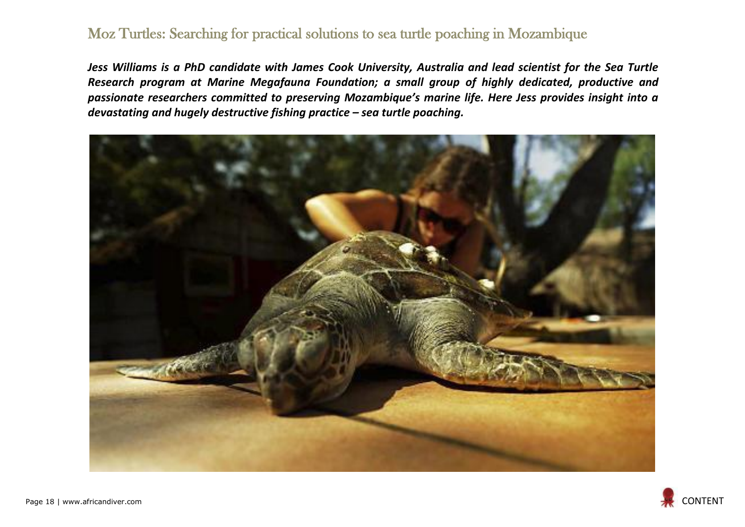# Moz Turtles: Searching for practical solutions to sea turtle poaching in Mozambique

***Jess Williams is a PhD candidate with James Cook University, Australia and lead scientist for the Sea Turtle Research program at Marine Megafauna Foundation; a small group of highly dedicated, productive and passionate researchers committed to preserving Mozambique's marine life. Here Jess provides insight into a devastating and hugely destructive fishing practice – sea turtle poaching.***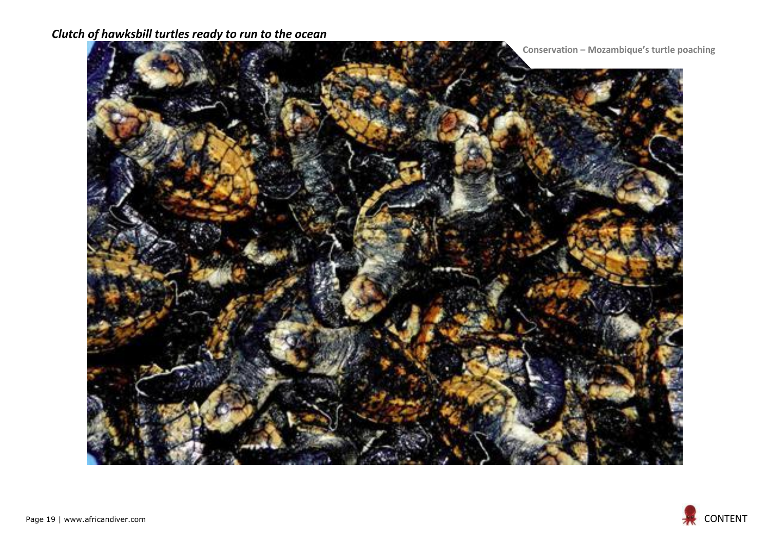*Clutch of hawksbill turtles ready to run to the ocean*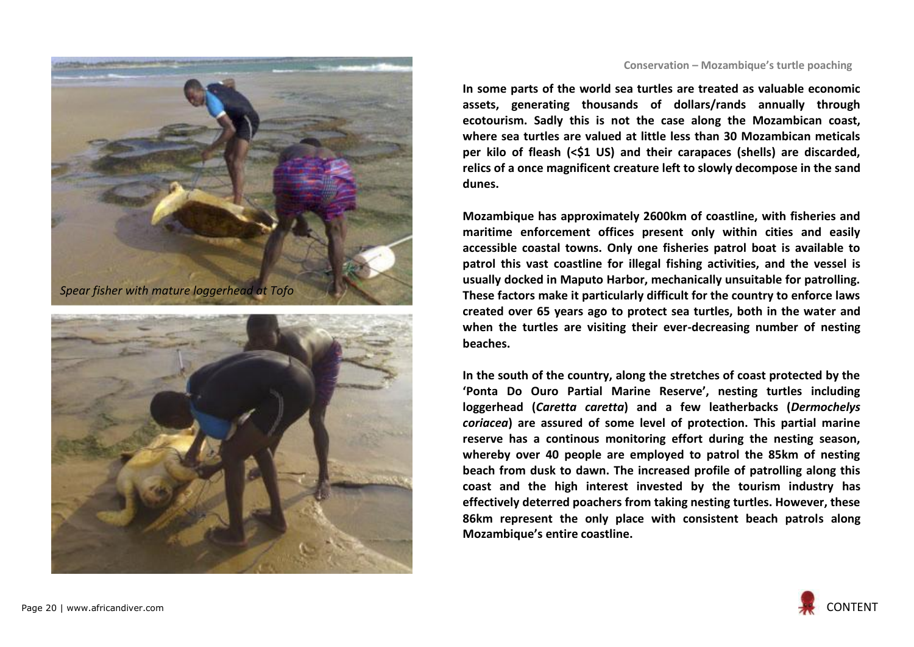*Spear fisher with mature loggerhead at Tofo*

In some parts of the world sea turtles are treated as valuable economic assets, generating thousands of dollars/rands annually through ecotourism. Sadly this is not the case along the Mozambican coast, where sea turtles are valued at little less than 30 Mozambican meticals per kilo of fleash (<$1 US) and their carapaces (shells) are discarded, relics of a once magnificent creature left to slowly decompose in the sand dunes.

Mozambique has approximately 2600km of coastline, with fisheries and maritime enforcement offices present only within cities and easily accessible coastal towns. Only one fisheries patrol boat is available to patrol this vast coastline for illegal fishing activities, and the vessel is usually docked in Maputo Harbor, mechanically unsuitable for patrolling. These factors make it particularly difficult for the country to enforce laws created over 65 years ago to protect sea turtles, both in the water and when the turtles are visiting their ever-decreasing number of nesting beaches.

In the south of the country, along the stretches of coast protected by the 'Ponta Do Ouro Partial Marine Reserve', nesting turtles including loggerhead (*Caretta caretta*) and a few leatherbacks (*Dermochelys coriacea*) are assured of some level of protection. This partial marine reserve has a continous monitoring effort during the nesting season, whereby over 40 people are employed to patrol the 85km of nesting beach from dusk to dawn. The increased profile of patrolling along this coast and the high interest invested by the tourism industry has effectively deterred poachers from taking nesting turtles. However, these 86km represent the only place with consistent beach patrols along Mozambique's entire coastline.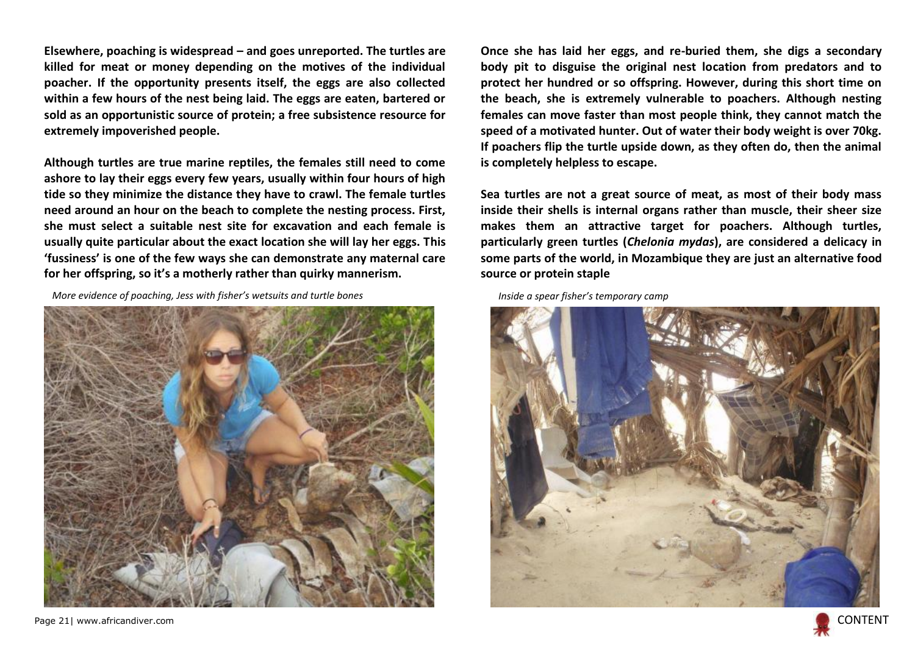**Elsewhere, poaching is widespread – and goes unreported. The turtles are killed for meat or money depending on the motives of the individual poacher. If the opportunity presents itself, the eggs are also collected within a few hours of the nest being laid. The eggs are eaten, bartered or sold as an opportunistic source of protein; a free subsistence resource for extremely impoverished people.**

**Although turtles are true marine reptiles, the females still need to come ashore to lay their eggs every few years, usually within four hours of high tide so they minimize the distance they have to crawl. The female turtles need around an hour on the beach to complete the nesting process. First, she must select a suitable nest site for excavation and each female is usually quite particular about the exact location she will lay her eggs. This 'fussiness' is one of the few ways she can demonstrate any maternal care for her offspring, so it's a motherly rather than quirky mannerism.**

*More evidence of poaching, Jess with fisher's wetsuits and turtle bones*

**Once she has laid her eggs, and re-buried them, she digs a secondary body pit to disguise the original nest location from predators and to protect her hundred or so offspring. However, during this short time on the beach, she is extremely vulnerable to poachers. Although nesting females can move faster than most people think, they cannot match the speed of a motivated hunter. Out of water their body weight is over 70kg. If poachers flip the turtle upside down, as they often do, then the animal is completely helpless to escape.**

**Sea turtles are not a great source of meat, as most of their body mass inside their shells is internal organs rather than muscle, their sheer size makes them an attractive target for poachers. Although turtles, particularly green turtles (*Chelonia mydas*), are considered a delicacy in some parts of the world, in Mozambique they are just an alternative food source or protein staple**

*Inside a spear fisher's temporary camp*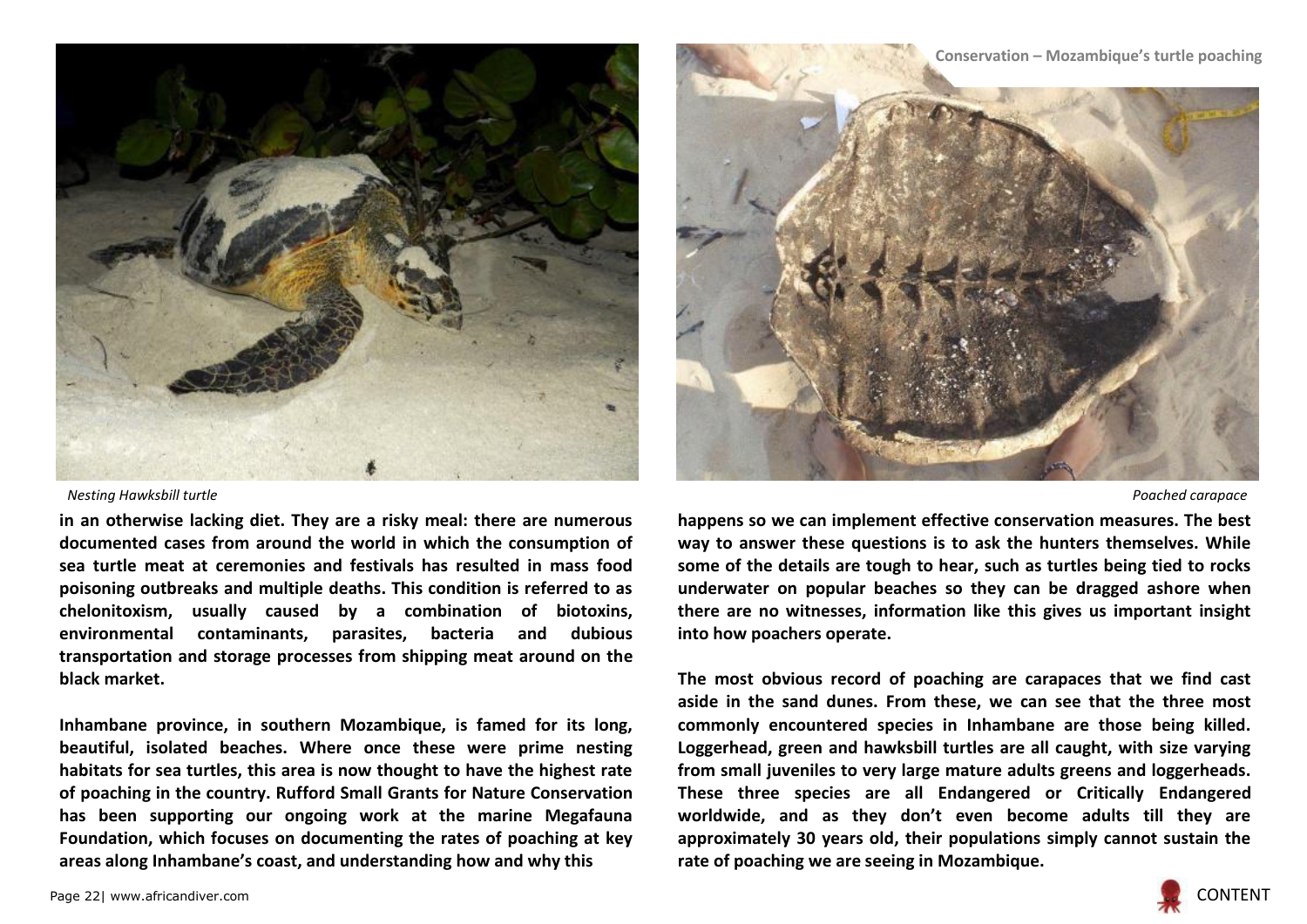*Nesting Hawksbill turtle*

*Poached carapace*

**in an otherwise lacking diet. They are a risky meal: there are numerous documented cases from around the world in which the consumption of sea turtle meat at ceremonies and festivals has resulted in mass food poisoning outbreaks and multiple deaths. This condition is referred to as chelonitoxism, usually caused by a combination of biotoxins, environmental contaminants, parasites, bacteria and dubious transportation and storage processes from shipping meat around on the black market.**

**Inhambane province, in southern Mozambique, is famed for its long, beautiful, isolated beaches. Where once these were prime nesting habitats for sea turtles, this area is now thought to have the highest rate of poaching in the country. Rufford Small Grants for Nature Conservation has been supporting our ongoing work at the marine Megafauna Foundation, which focuses on documenting the rates of poaching at key areas along Inhambane's coast, and understanding how and why this happens so we can implement effective conservation measures. The best way to answer these questions is to ask the hunters themselves. While some of the details are tough to hear, such as turtles being tied to rocks underwater on popular beaches so they can be dragged ashore when there are no witnesses, information like this gives us important insight into how poachers operate.**

**The most obvious record of poaching are carapaces that we find cast aside in the sand dunes. From these, we can see that the three most commonly encountered species in Inhambane are those being killed. Loggerhead, green and hawksbill turtles are all caught, with size varying from small juveniles to very large mature adults greens and loggerheads. These three species are all Endangered or Critically Endangered worldwide, and as they don't even become adults till they are approximately 30 years old, their populations simply cannot sustain the rate of poaching we are seeing in Mozambique.**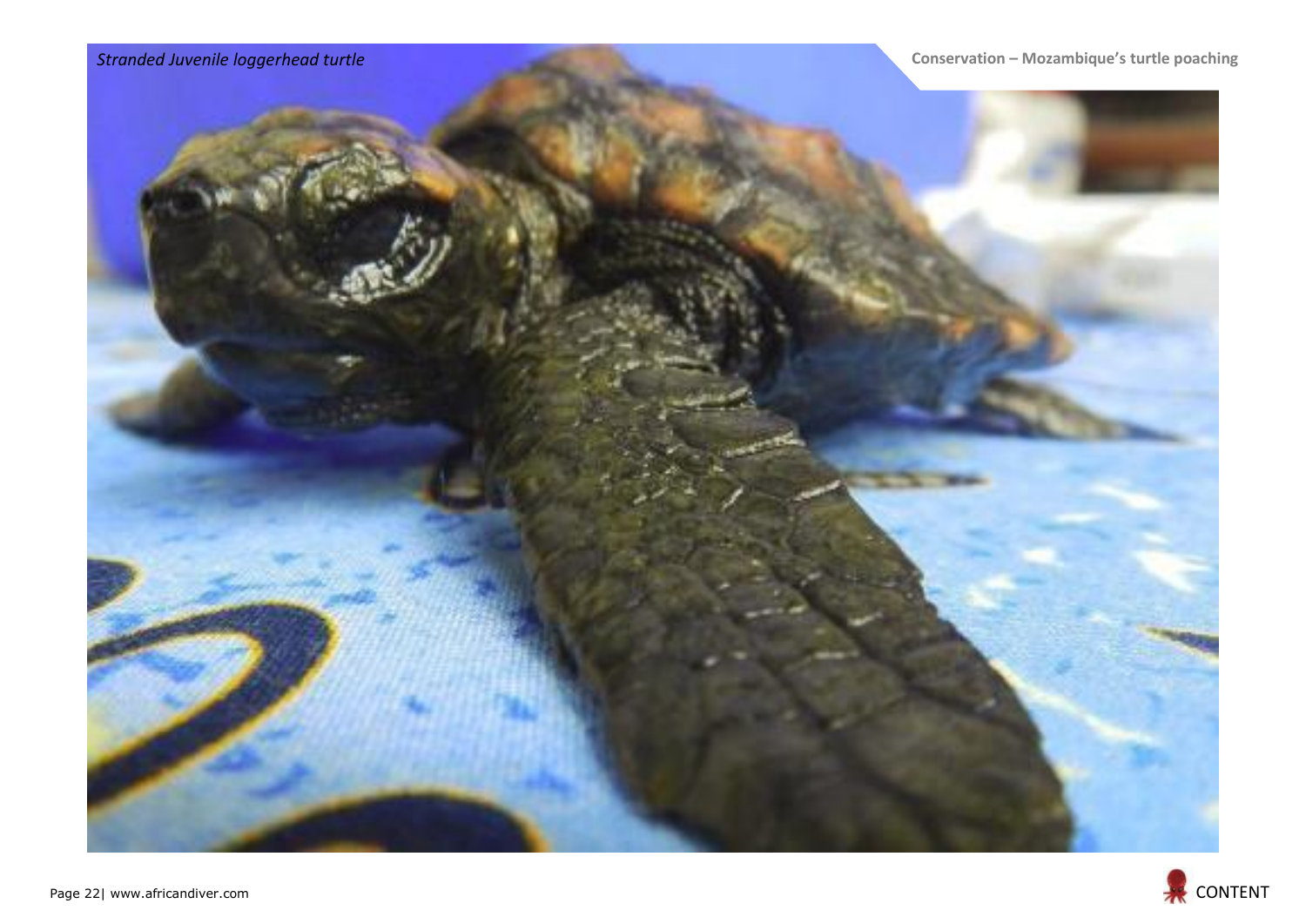*Stranded Juvenile loggerhead turtle*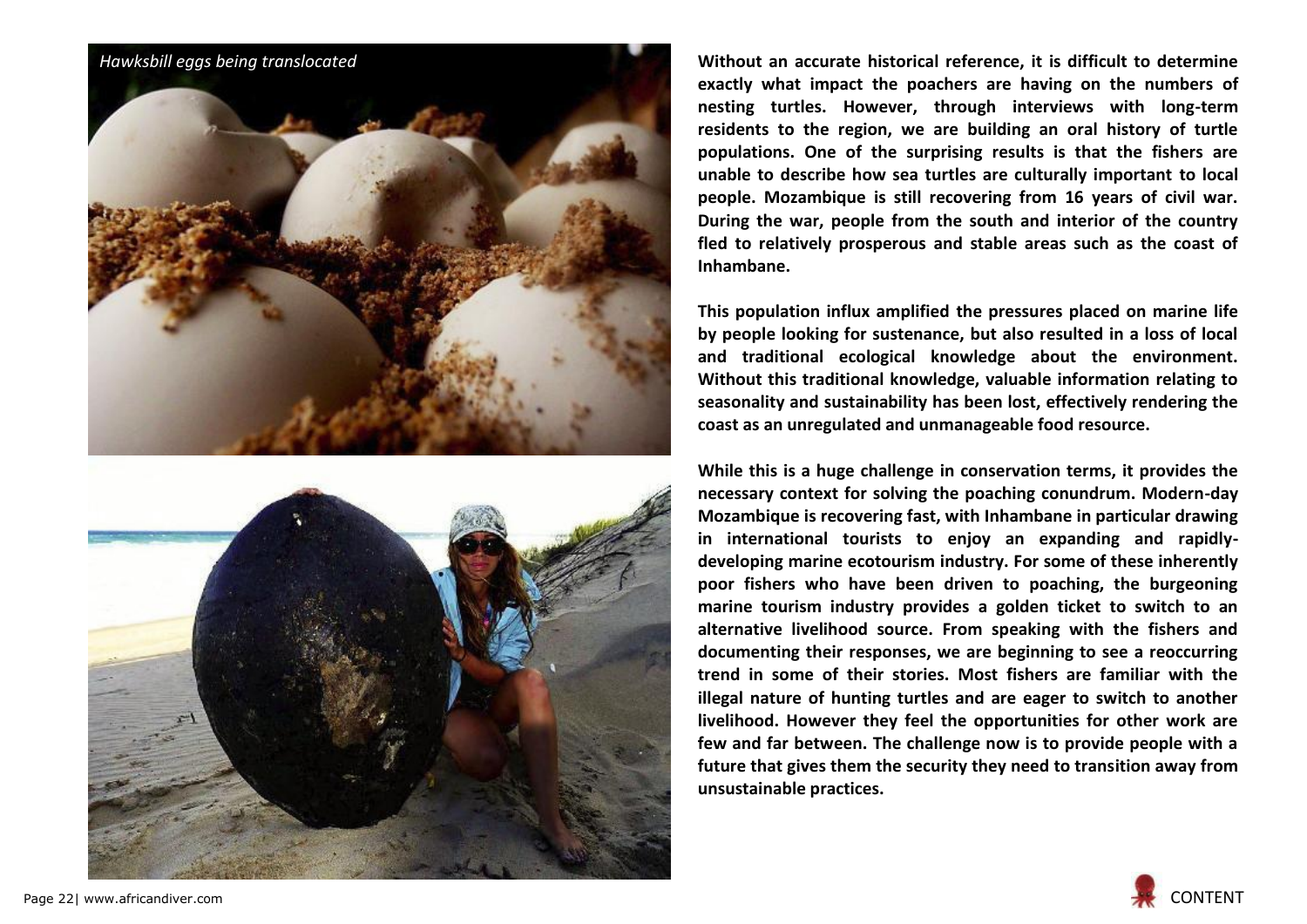*Hawksbill eggs being translocated*

**Without an accurate historical reference, it is difficult to determine exactly what impact the poachers are having on the numbers of nesting turtles. However, through interviews with long-term residents to the region, we are building an oral history of turtle populations. One of the surprising results is that the fishers are unable to describe how sea turtles are culturally important to local people. Mozambique is still recovering from 16 years of civil war. During the war, people from the south and interior of the country fled to relatively prosperous and stable areas such as the coast of Inhambane.**

**This population influx amplified the pressures placed on marine life by people looking for sustenance, but also resulted in a loss of local and traditional ecological knowledge about the environment. Without this traditional knowledge, valuable information relating to seasonality and sustainability has been lost, effectively rendering the coast as an unregulated and unmanageable food resource.**

**While this is a huge challenge in conservation terms, it provides the necessary context for solving the poaching conundrum. Modern-day Mozambique is recovering fast, with Inhambane in particular drawing in international tourists to enjoy an expanding and rapidly-developing marine ecotourism industry. For some of these inherently poor fishers who have been driven to poaching, the burgeoning marine tourism industry provides a golden ticket to switch to an alternative livelihood source. From speaking with the fishers and documenting their responses, we are beginning to see a reoccurring trend in some of their stories. Most fishers are familiar with the illegal nature of hunting turtles and are eager to switch to another livelihood. However they feel the opportunities for other work are few and far between. The challenge now is to provide people with a future that gives them the security they need to transition away from unsustainable practices.**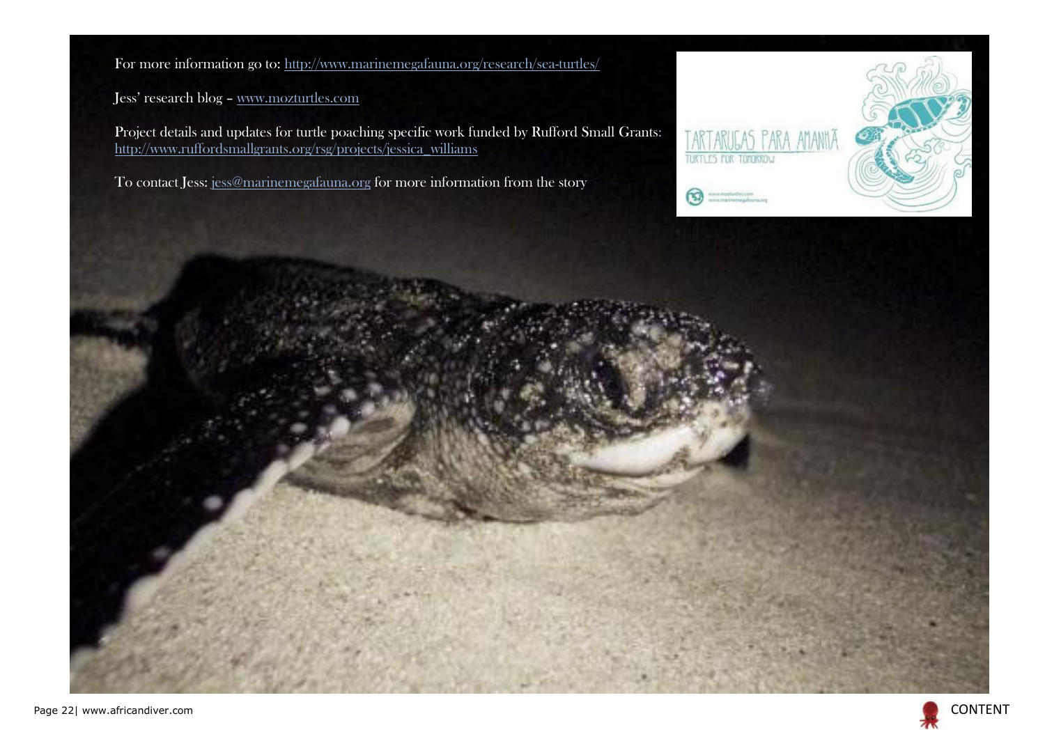For more information go to: http://www.marinemegafauna.org/research/sea-turtles/

Jess' research blog – www.mozturtles.com

Project details and updates for turtle poaching specific work funded by Rufford Small Grants: http://www.ruffordsmallgrants.org/rsg/projects/jessica_williams

To contact Jess: jess@marinemegafauna.org for more information from the story